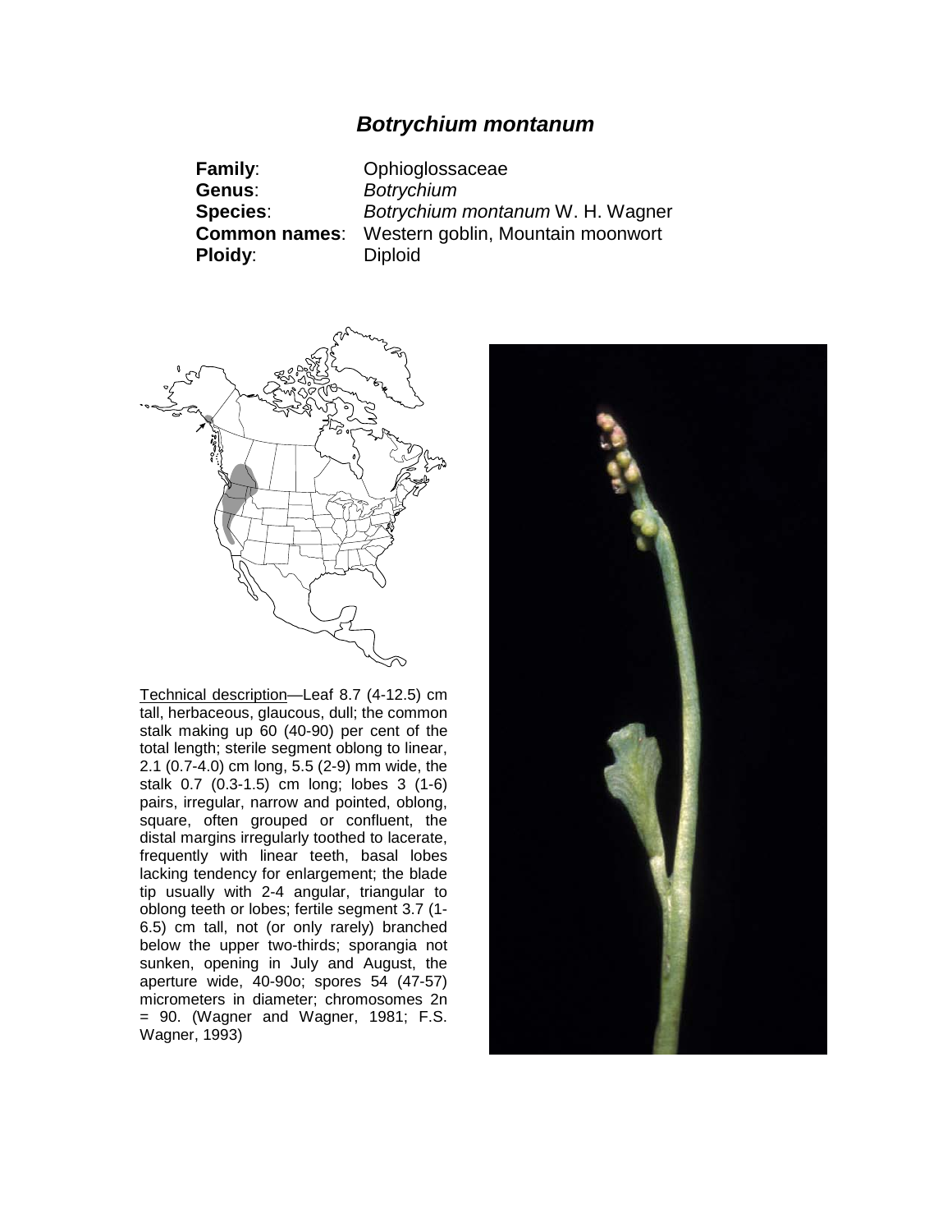# *Botrychium montanum*

**Family**: Ophioglossaceae
**Genus**: *Botrychium*
**Species**: *Botrychium montanum* W. H. Wagner
**Common names**: Western goblin, Mountain moonwort
**Ploidy**: Diploid

Technical description—Leaf 8.7 (4-12.5) cm tall, herbaceous, glaucous, dull; the common stalk making up 60 (40-90) per cent of the total length; sterile segment oblong to linear, 2.1 (0.7-4.0) cm long, 5.5 (2-9) mm wide, the stalk 0.7 (0.3-1.5) cm long; lobes 3 (1-6) pairs, irregular, narrow and pointed, oblong, square, often grouped or confluent, the distal margins irregularly toothed to lacerate, frequently with linear teeth, basal lobes lacking tendency for enlargement; the blade tip usually with 2-4 angular, triangular to oblong teeth or lobes; fertile segment 3.7 (1-6.5) cm tall, not (or only rarely) branched below the upper two-thirds; sporangia not sunken, opening in July and August, the aperture wide, 40-90o; spores 54 (47-57) micrometers in diameter; chromosomes 2n = 90. (Wagner and Wagner, 1981; F.S. Wagner, 1993)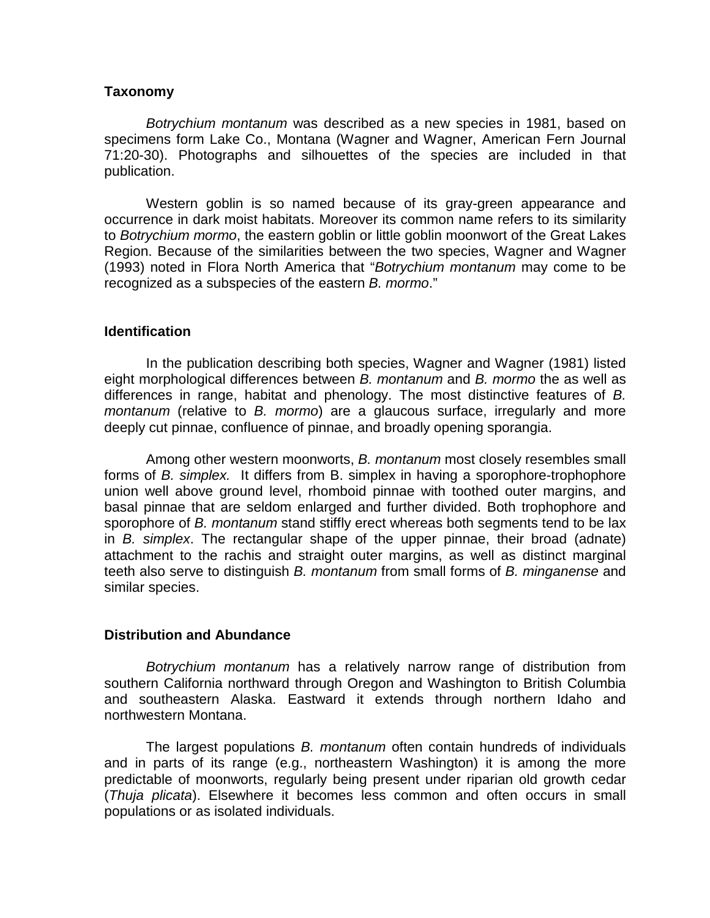## Taxonomy

*Botrychium montanum* was described as a new species in 1981, based on specimens form Lake Co., Montana (Wagner and Wagner, American Fern Journal 71:20-30). Photographs and silhouettes of the species are included in that publication.

Western goblin is so named because of its gray-green appearance and occurrence in dark moist habitats. Moreover its common name refers to its similarity to *Botrychium mormo*, the eastern goblin or little goblin moonwort of the Great Lakes Region. Because of the similarities between the two species, Wagner and Wagner (1993) noted in Flora North America that "*Botrychium montanum* may come to be recognized as a subspecies of the eastern *B. mormo*."

## Identification

In the publication describing both species, Wagner and Wagner (1981) listed eight morphological differences between *B. montanum* and *B. mormo* the as well as differences in range, habitat and phenology. The most distinctive features of *B. montanum* (relative to *B. mormo*) are a glaucous surface, irregularly and more deeply cut pinnae, confluence of pinnae, and broadly opening sporangia.

Among other western moonworts, *B. montanum* most closely resembles small forms of *B. simplex.* It differs from B. simplex in having a sporophore-trophophore union well above ground level, rhomboid pinnae with toothed outer margins, and basal pinnae that are seldom enlarged and further divided. Both trophophore and sporophore of *B. montanum* stand stiffly erect whereas both segments tend to be lax in *B. simplex*. The rectangular shape of the upper pinnae, their broad (adnate) attachment to the rachis and straight outer margins, as well as distinct marginal teeth also serve to distinguish *B. montanum* from small forms of *B. minganense* and similar species.

## Distribution and Abundance

*Botrychium montanum* has a relatively narrow range of distribution from southern California northward through Oregon and Washington to British Columbia and southeastern Alaska. Eastward it extends through northern Idaho and northwestern Montana.

The largest populations *B. montanum* often contain hundreds of individuals and in parts of its range (e.g., northeastern Washington) it is among the more predictable of moonworts, regularly being present under riparian old growth cedar (*Thuja plicata*). Elsewhere it becomes less common and often occurs in small populations or as isolated individuals.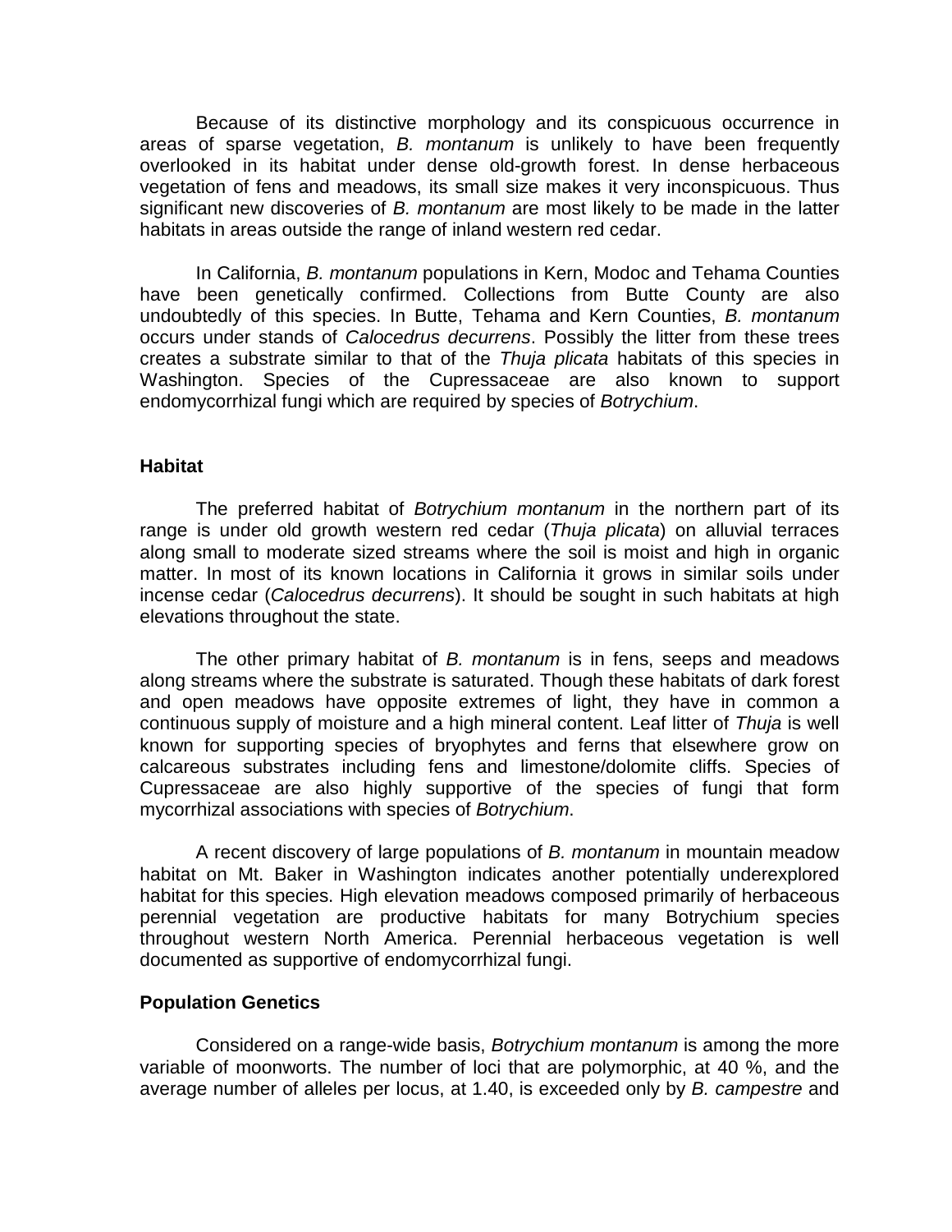Because of its distinctive morphology and its conspicuous occurrence in areas of sparse vegetation, *B. montanum* is unlikely to have been frequently overlooked in its habitat under dense old-growth forest. In dense herbaceous vegetation of fens and meadows, its small size makes it very inconspicuous. Thus significant new discoveries of *B. montanum* are most likely to be made in the latter habitats in areas outside the range of inland western red cedar.

In California, *B. montanum* populations in Kern, Modoc and Tehama Counties have been genetically confirmed. Collections from Butte County are also undoubtedly of this species. In Butte, Tehama and Kern Counties, *B. montanum* occurs under stands of *Calocedrus decurrens*. Possibly the litter from these trees creates a substrate similar to that of the *Thuja plicata* habitats of this species in Washington. Species of the Cupressaceae are also known to support endomycorrhizal fungi which are required by species of *Botrychium*.

## Habitat

The preferred habitat of *Botrychium montanum* in the northern part of its range is under old growth western red cedar (*Thuja plicata*) on alluvial terraces along small to moderate sized streams where the soil is moist and high in organic matter. In most of its known locations in California it grows in similar soils under incense cedar (*Calocedrus decurrens*). It should be sought in such habitats at high elevations throughout the state.

The other primary habitat of *B. montanum* is in fens, seeps and meadows along streams where the substrate is saturated. Though these habitats of dark forest and open meadows have opposite extremes of light, they have in common a continuous supply of moisture and a high mineral content. Leaf litter of *Thuja* is well known for supporting species of bryophytes and ferns that elsewhere grow on calcareous substrates including fens and limestone/dolomite cliffs. Species of Cupressaceae are also highly supportive of the species of fungi that form mycorrhizal associations with species of *Botrychium*.

A recent discovery of large populations of *B. montanum* in mountain meadow habitat on Mt. Baker in Washington indicates another potentially underexplored habitat for this species. High elevation meadows composed primarily of herbaceous perennial vegetation are productive habitats for many Botrychium species throughout western North America. Perennial herbaceous vegetation is well documented as supportive of endomycorrhizal fungi.

## Population Genetics

Considered on a range-wide basis, *Botrychium montanum* is among the more variable of moonworts. The number of loci that are polymorphic, at 40 %, and the average number of alleles per locus, at 1.40, is exceeded only by *B. campestre* and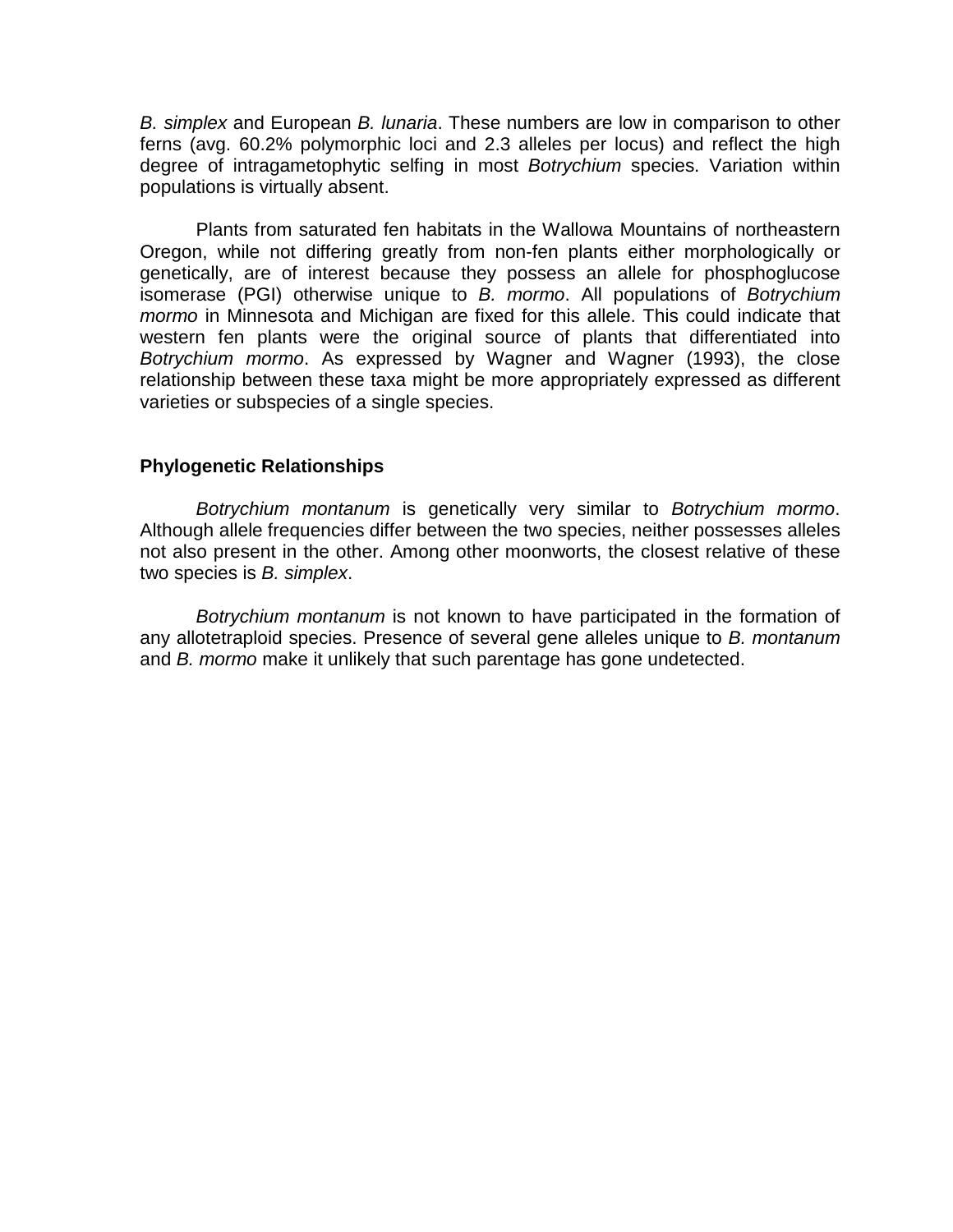*B. simplex* and European *B. lunaria*. These numbers are low in comparison to other ferns (avg. 60.2% polymorphic loci and 2.3 alleles per locus) and reflect the high degree of intragametophytic selfing in most *Botrychium* species. Variation within populations is virtually absent.

Plants from saturated fen habitats in the Wallowa Mountains of northeastern Oregon, while not differing greatly from non-fen plants either morphologically or genetically, are of interest because they possess an allele for phosphoglucose isomerase (PGI) otherwise unique to *B. mormo*. All populations of *Botrychium mormo* in Minnesota and Michigan are fixed for this allele. This could indicate that western fen plants were the original source of plants that differentiated into *Botrychium mormo*. As expressed by Wagner and Wagner (1993), the close relationship between these taxa might be more appropriately expressed as different varieties or subspecies of a single species.

## Phylogenetic Relationships

*Botrychium montanum* is genetically very similar to *Botrychium mormo*. Although allele frequencies differ between the two species, neither possesses alleles not also present in the other. Among other moonworts, the closest relative of these two species is *B. simplex*.

*Botrychium montanum* is not known to have participated in the formation of any allotetraploid species. Presence of several gene alleles unique to *B. montanum* and *B. mormo* make it unlikely that such parentage has gone undetected.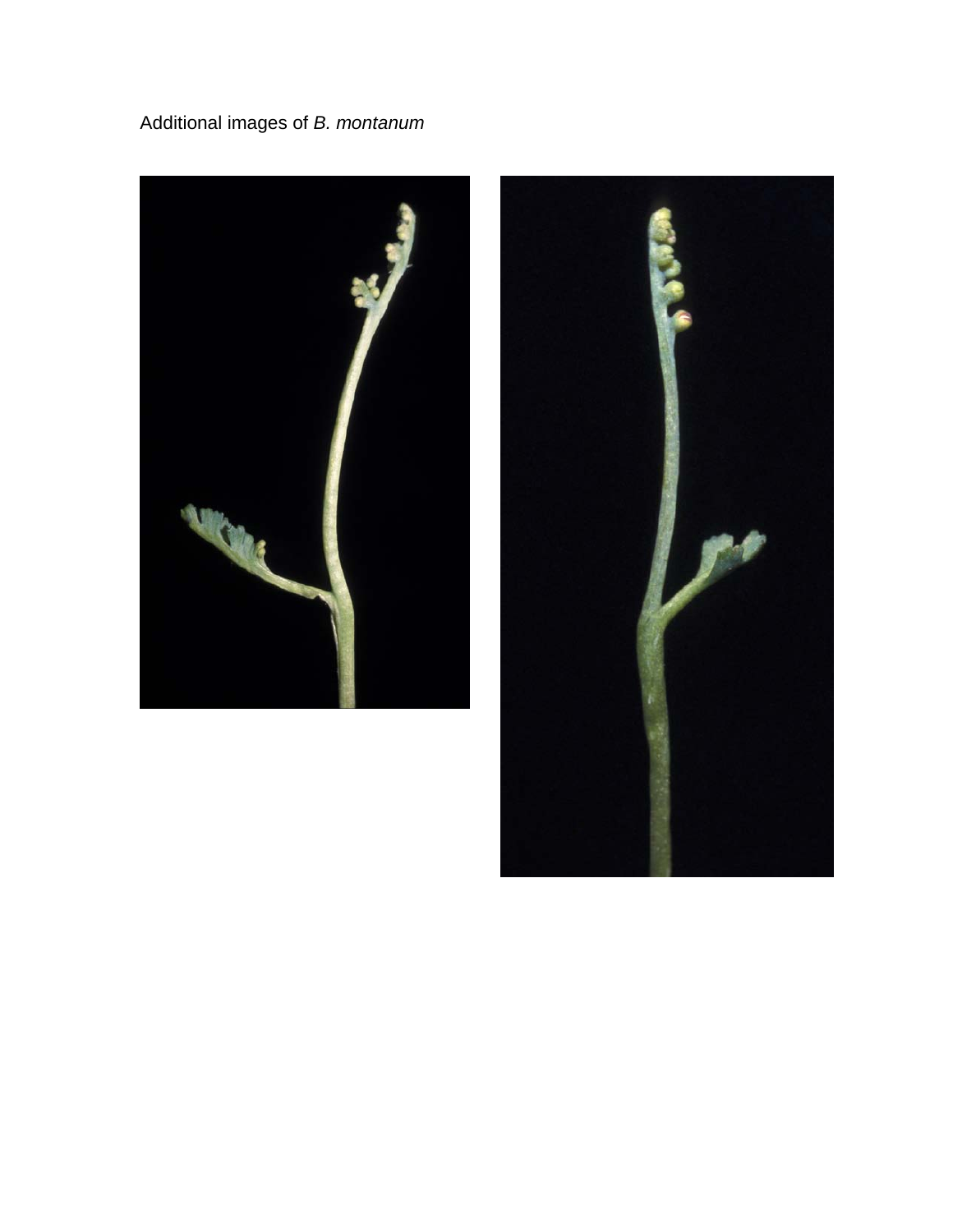Additional images of *B. montanum*